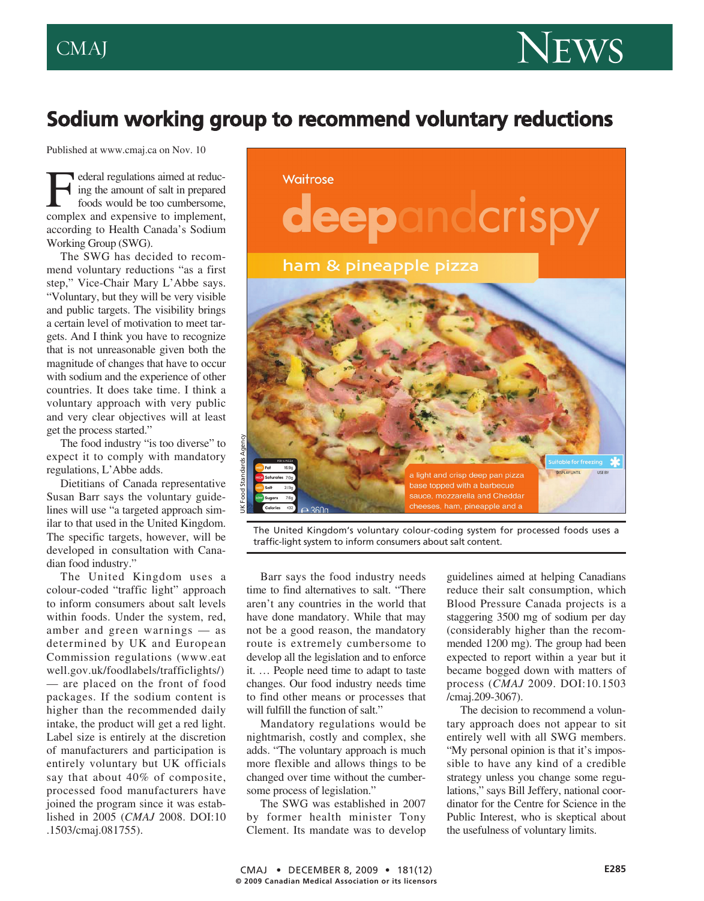# Sodium working group to recommend voluntary reductions

Published at www.cmaj.ca on Nov. 10

Federal regulations aimed at reducing the amount of salt in prepared foods would be too cumbersome, complex and expensive to implement, according to Health Canada's Sodium Working Group (SWG).

The SWG has decided to recommend voluntary reductions "as a first step," Vice-Chair Mary L'Abbe says. "Voluntary, but they will be very visible and public targets. The visibility brings a certain level of motivation to meet targets. And I think you have to recognize that is not unreasonable given both the magnitude of changes that have to occur with sodium and the experience of other countries. It does take time. I think a voluntary approach with very public and very clear objectives will at least get the process started."

The food industry "is too diverse" to expect it to comply with mandatory regulations, L'Abbe adds.

Dietitians of Canada representative Susan Barr says the voluntary guidelines will use "a targeted approach similar to that used in the United Kingdom. The specific targets, however, will be developed in consultation with Canadian food industry."

The United Kingdom uses a colour-coded "traffic light" approach to inform consumers about salt levels within foods. Under the system, red, amber and green warnings — as determined by UK and European Commission regulations (www.eatwell.gov.uk/foodlabels/trafficlights/) — are placed on the front of food packages. If the sodium content is higher than the recommended daily intake, the product will get a red light. Label size is entirely at the discretion of manufacturers and participation is entirely voluntary but UK officials say that about 40% of composite, processed food manufacturers have joined the program since it was established in 2005 (*CMAJ* 2008. DOI:10.1503/cmaj.081755).

The United Kingdom's voluntary colour-coding system for processed foods uses a traffic-light system to inform consumers about salt content.

Barr says the food industry needs time to find alternatives to salt. "There aren't any countries in the world that have done mandatory. While that may not be a good reason, the mandatory route is extremely cumbersome to develop all the legislation and to enforce it. … People need time to adapt to taste changes. Our food industry needs time to find other means or processes that will fulfill the function of salt."

Mandatory regulations would be nightmarish, costly and complex, she adds. "The voluntary approach is much more flexible and allows things to be changed over time without the cumbersome process of legislation."

The SWG was established in 2007 by former health minister Tony Clement. Its mandate was to develop guidelines aimed at helping Canadians reduce their salt consumption, which Blood Pressure Canada projects is a staggering 3500 mg of sodium per day (considerably higher than the recommended 1200 mg). The group had been expected to report within a year but it became bogged down with matters of process (*CMAJ* 2009. DOI:10.1503/cmaj.209-3067).

The decision to recommend a voluntary approach does not appear to sit entirely well with all SWG members. "My personal opinion is that it's impossible to have any kind of a credible strategy unless you change some regulations," says Bill Jeffery, national coordinator for the Centre for Science in the Public Interest, who is skeptical about the usefulness of voluntary limits.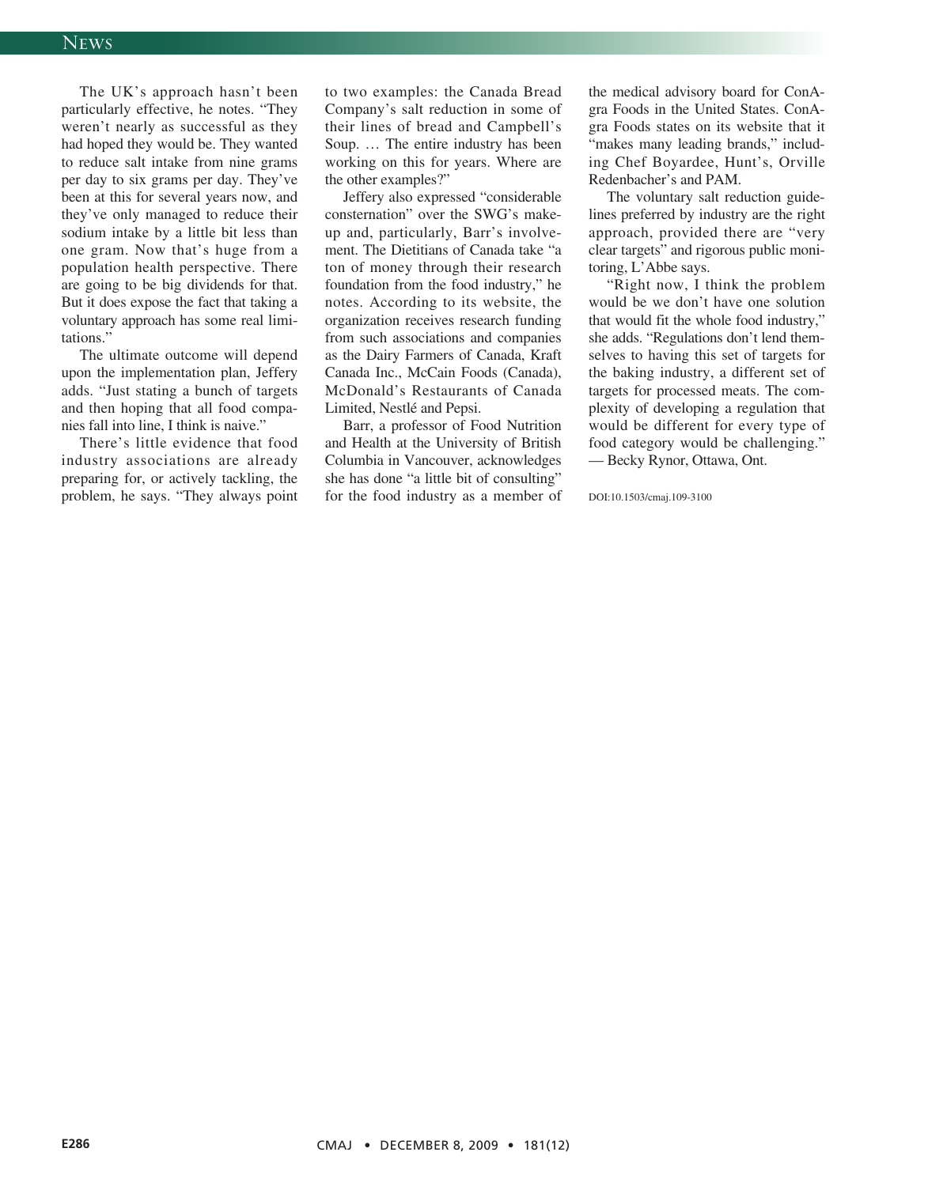The UK's approach hasn't been particularly effective, he notes. "They weren't nearly as successful as they had hoped they would be. They wanted to reduce salt intake from nine grams per day to six grams per day. They've been at this for several years now, and they've only managed to reduce their sodium intake by a little bit less than one gram. Now that's huge from a population health perspective. There are going to be big dividends for that. But it does expose the fact that taking a voluntary approach has some real limitations."

The ultimate outcome will depend upon the implementation plan, Jeffery adds. "Just stating a bunch of targets and then hoping that all food companies fall into line, I think is naive."

There's little evidence that food industry associations are already preparing for, or actively tackling, the problem, he says. "They always point to two examples: the Canada Bread Company's salt reduction in some of their lines of bread and Campbell's Soup. … The entire industry has been working on this for years. Where are the other examples?"

Jeffery also expressed "considerable consternation" over the SWG's makeup and, particularly, Barr's involvement. The Dietitians of Canada take "a ton of money through their research foundation from the food industry," he notes. According to its website, the organization receives research funding from such associations and companies as the Dairy Farmers of Canada, Kraft Canada Inc., McCain Foods (Canada), McDonald's Restaurants of Canada Limited, Nestlé and Pepsi.

Barr, a professor of Food Nutrition and Health at the University of British Columbia in Vancouver, acknowledges she has done "a little bit of consulting" for the food industry as a member of the medical advisory board for ConAgra Foods in the United States. ConAgra Foods states on its website that it "makes many leading brands," including Chef Boyardee, Hunt's, Orville Redenbacher's and PAM.

The voluntary salt reduction guidelines preferred by industry are the right approach, provided there are "very clear targets" and rigorous public monitoring, L'Abbe says.

"Right now, I think the problem would be we don't have one solution that would fit the whole food industry," she adds. "Regulations don't lend themselves to having this set of targets for the baking industry, a different set of targets for processed meats. The complexity of developing a regulation that would be different for every type of food category would be challenging." — Becky Rynor, Ottawa, Ont.

DOI:10.1503/cmaj.109-3100